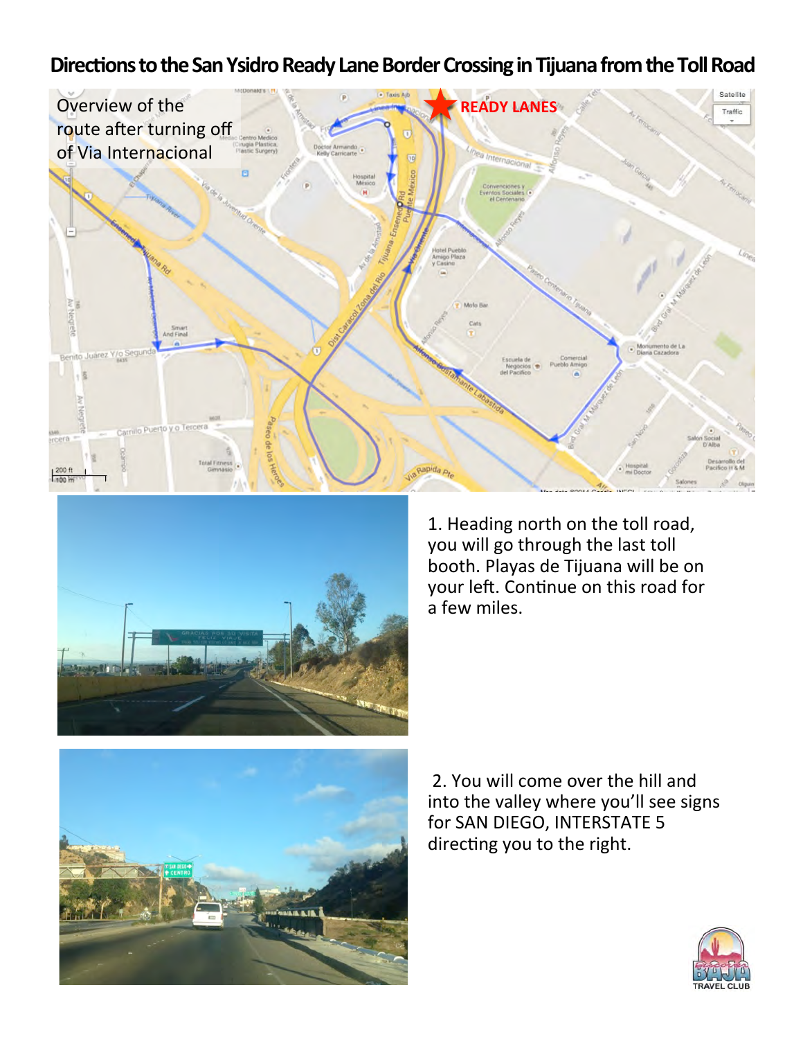# Directions to the San Ysidro Ready Lane Border Crossing in Tijuana from the Toll Road

Overview of the route after turning off of Via Internacional

1. Heading north on the toll road, you will go through the last toll booth. Playas de Tijuana will be on your left. Continue on this road for a few miles.

2. You will come over the hill and into the valley where you'll see signs for SAN DIEGO, INTERSTATE 5 directing you to the right.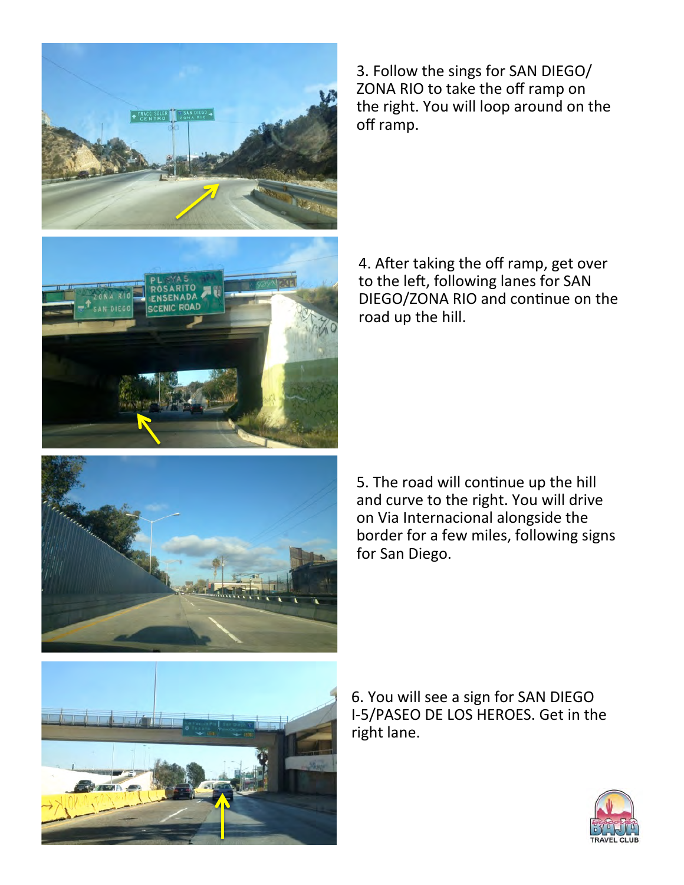3. Follow the sings for SAN DIEGO/ ZONA RIO to take the off ramp on the right. You will loop around on the off ramp.

4. After taking the off ramp, get over to the left, following lanes for SAN DIEGO/ZONA RIO and continue on the road up the hill.

5. The road will continue up the hill and curve to the right. You will drive on Via Internacional alongside the border for a few miles, following signs for San Diego.

6. You will see a sign for SAN DIEGO I-5/PASEO DE LOS HEROES. Get in the right lane.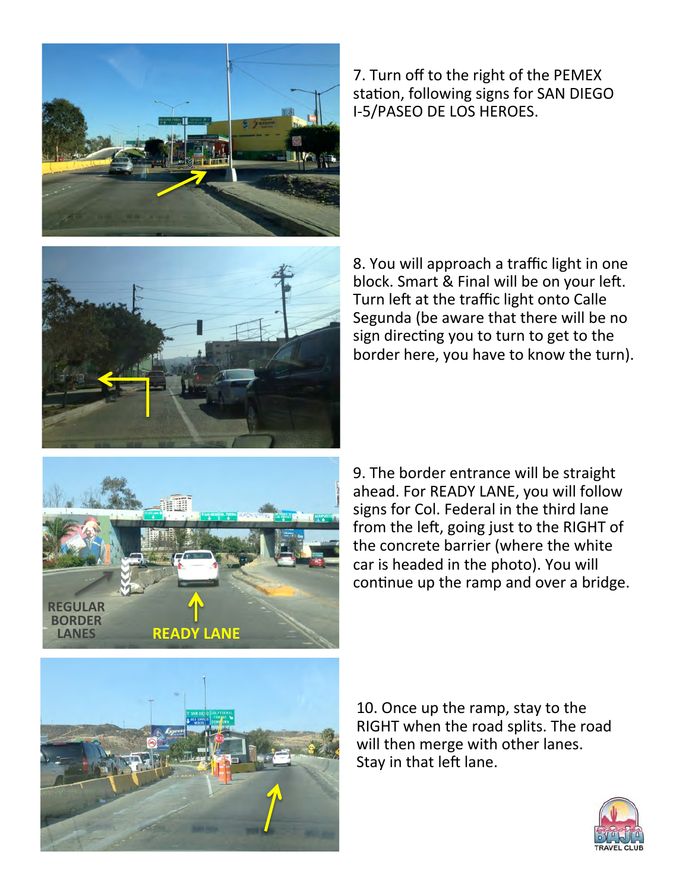7. Turn off to the right of the PEMEX station, following signs for SAN DIEGO I-5/PASEO DE LOS HEROES.

8. You will approach a traffic light in one block. Smart & Final will be on your left. Turn left at the traffic light onto Calle Segunda (be aware that there will be no sign directing you to turn to get to the border here, you have to know the turn).

9. The border entrance will be straight ahead. For READY LANE, you will follow signs for Col. Federal in the third lane from the left, going just to the RIGHT of the concrete barrier (where the white car is headed in the photo). You will continue up the ramp and over a bridge.

10. Once up the ramp, stay to the RIGHT when the road splits. The road will then merge with other lanes. Stay in that left lane.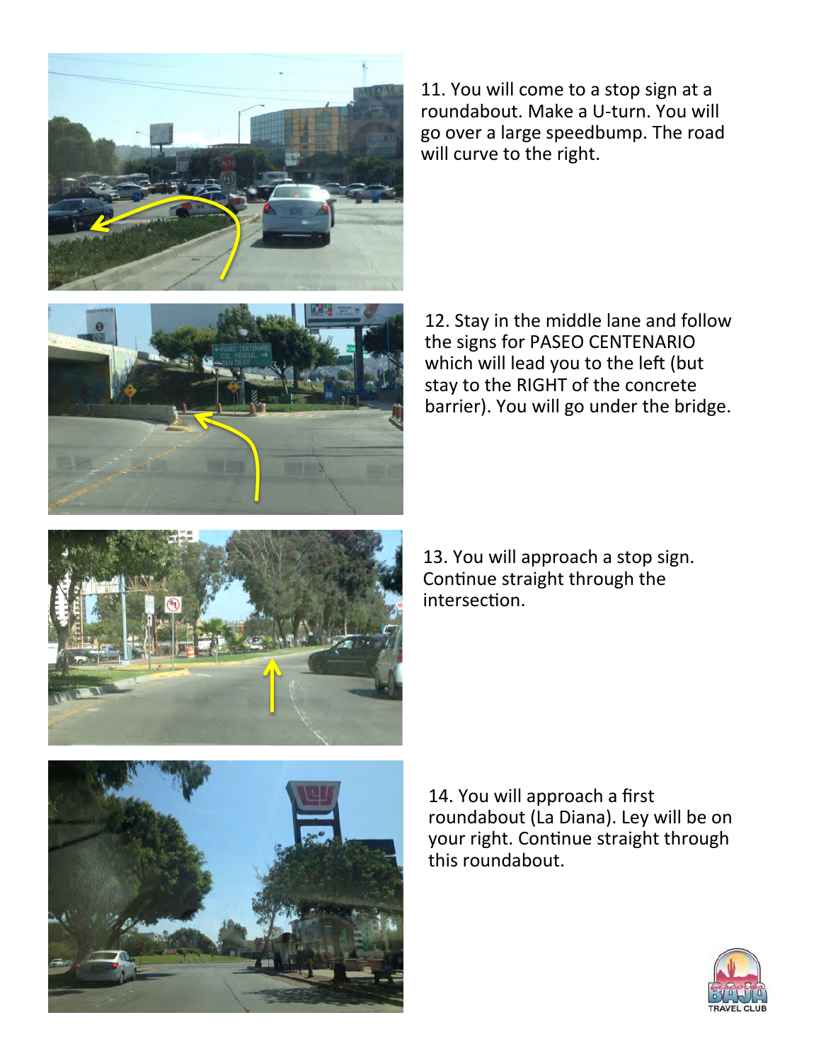11. You will come to a stop sign at a roundabout. Make a U-turn. You will go over a large speedbump. The road will curve to the right.

12. Stay in the middle lane and follow the signs for PASEO CENTENARIO which will lead you to the left (but stay to the RIGHT of the concrete barrier). You will go under the bridge.

13. You will approach a stop sign. Continue straight through the intersection.

14. You will approach a first roundabout (La Diana). Ley will be on your right. Continue straight through this roundabout.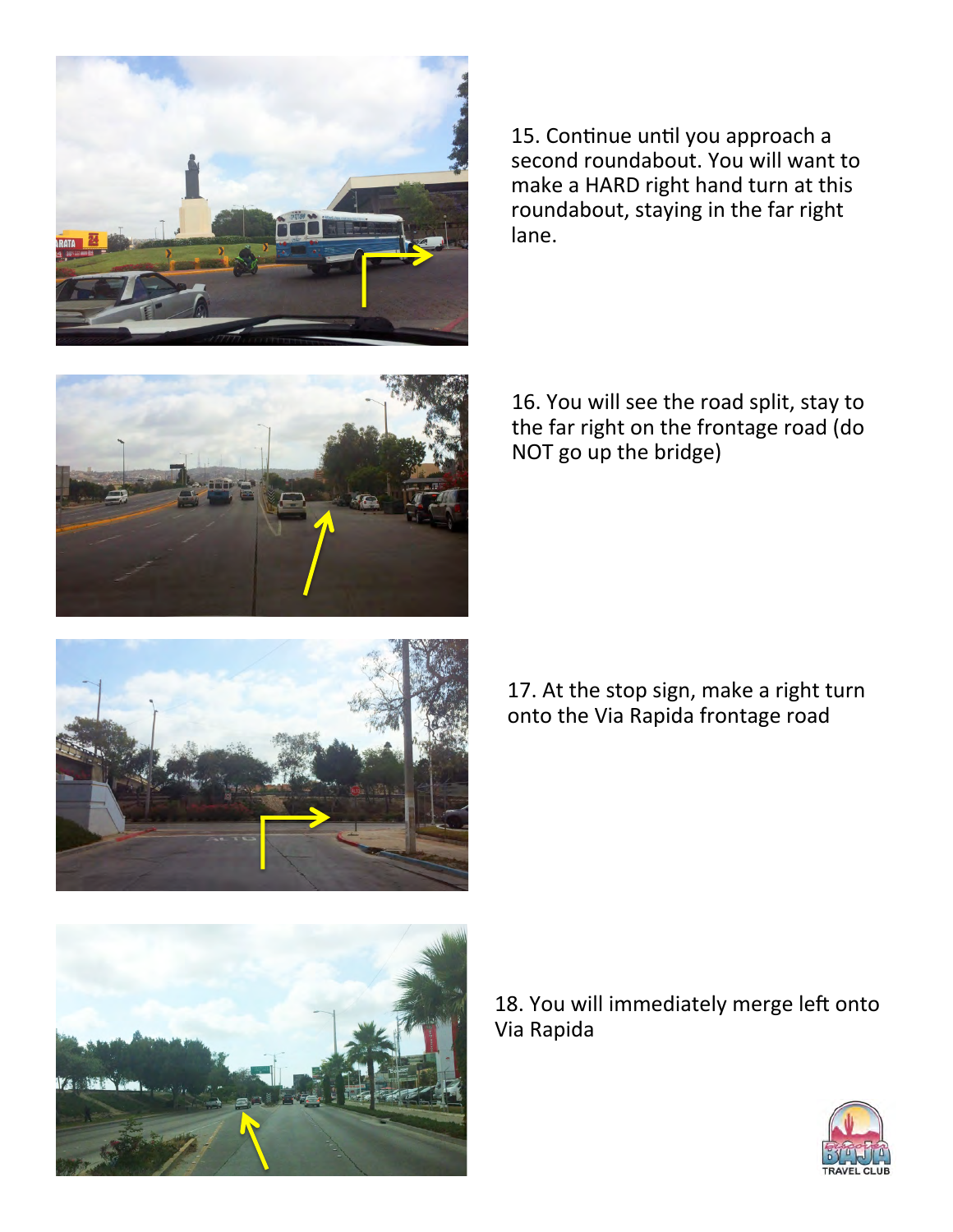15. Continue until you approach a second roundabout. You will want to make a HARD right hand turn at this roundabout, staying in the far right lane.

16. You will see the road split, stay to the far right on the frontage road (do NOT go up the bridge)

17. At the stop sign, make a right turn onto the Via Rapida frontage road

18. You will immediately merge left onto Via Rapida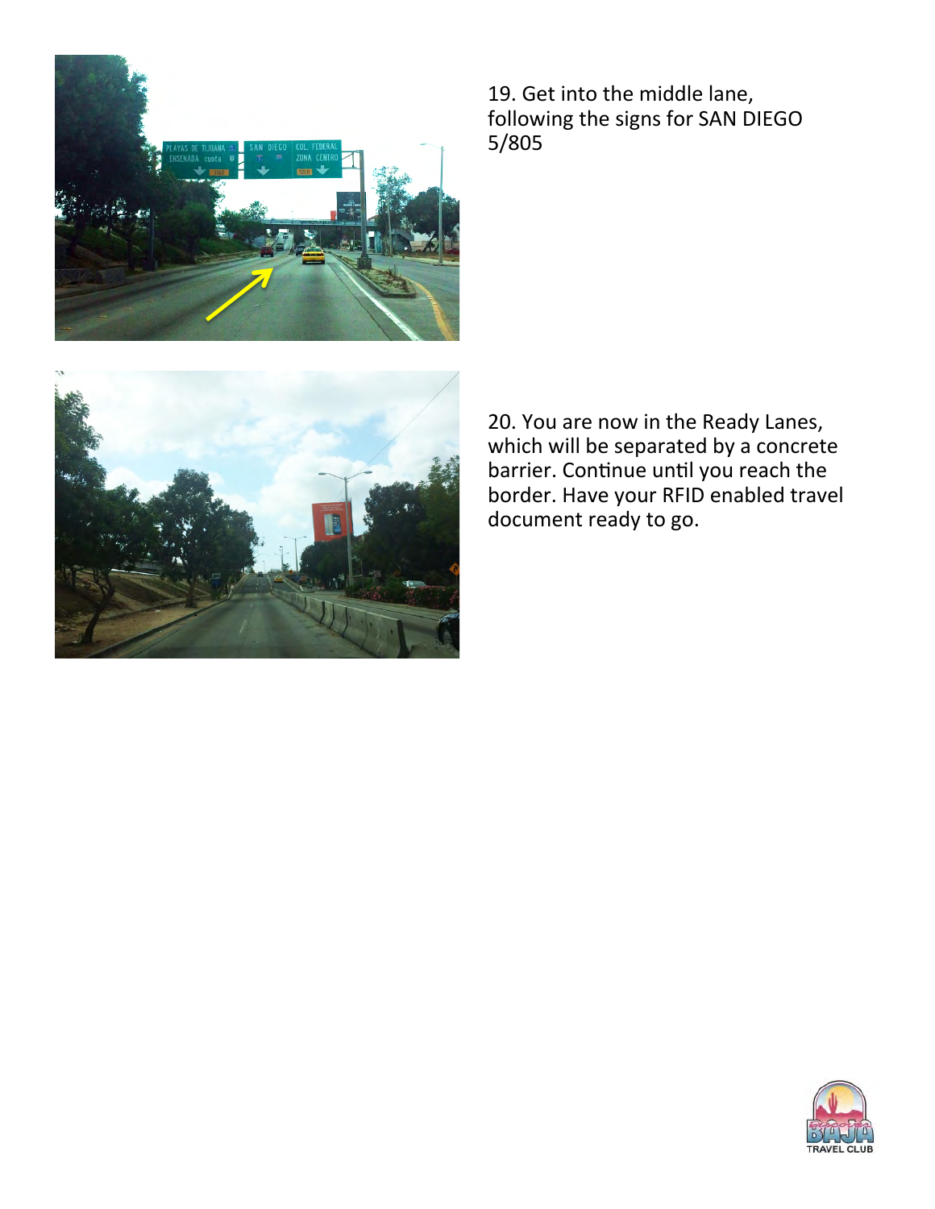19. Get into the middle lane, following the signs for SAN DIEGO 5/805

20. You are now in the Ready Lanes, which will be separated by a concrete barrier. Continue until you reach the border. Have your RFID enabled travel document ready to go.